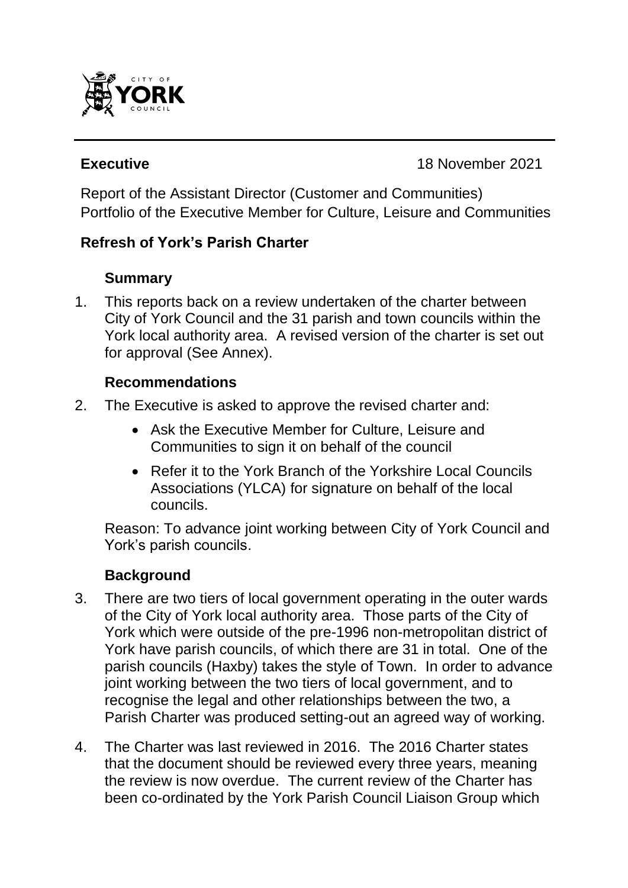**Executive** 18 November 2021

Report of the Assistant Director (Customer and Communities)
Portfolio of the Executive Member for Culture, Leisure and Communities

## Refresh of York's Parish Charter

### Summary

1. This reports back on a review undertaken of the charter between City of York Council and the 31 parish and town councils within the York local authority area. A revised version of the charter is set out for approval (See Annex).

### Recommendations

2. The Executive is asked to approve the revised charter and:

   - Ask the Executive Member for Culture, Leisure and Communities to sign it on behalf of the council
   - Refer it to the York Branch of the Yorkshire Local Councils Associations (YLCA) for signature on behalf of the local councils.

   Reason: To advance joint working between City of York Council and York's parish councils.

### Background

3. There are two tiers of local government operating in the outer wards of the City of York local authority area. Those parts of the City of York which were outside of the pre-1996 non-metropolitan district of York have parish councils, of which there are 31 in total. One of the parish councils (Haxby) takes the style of Town. In order to advance joint working between the two tiers of local government, and to recognise the legal and other relationships between the two, a Parish Charter was produced setting-out an agreed way of working.

4. The Charter was last reviewed in 2016. The 2016 Charter states that the document should be reviewed every three years, meaning the review is now overdue. The current review of the Charter has been co-ordinated by the York Parish Council Liaison Group which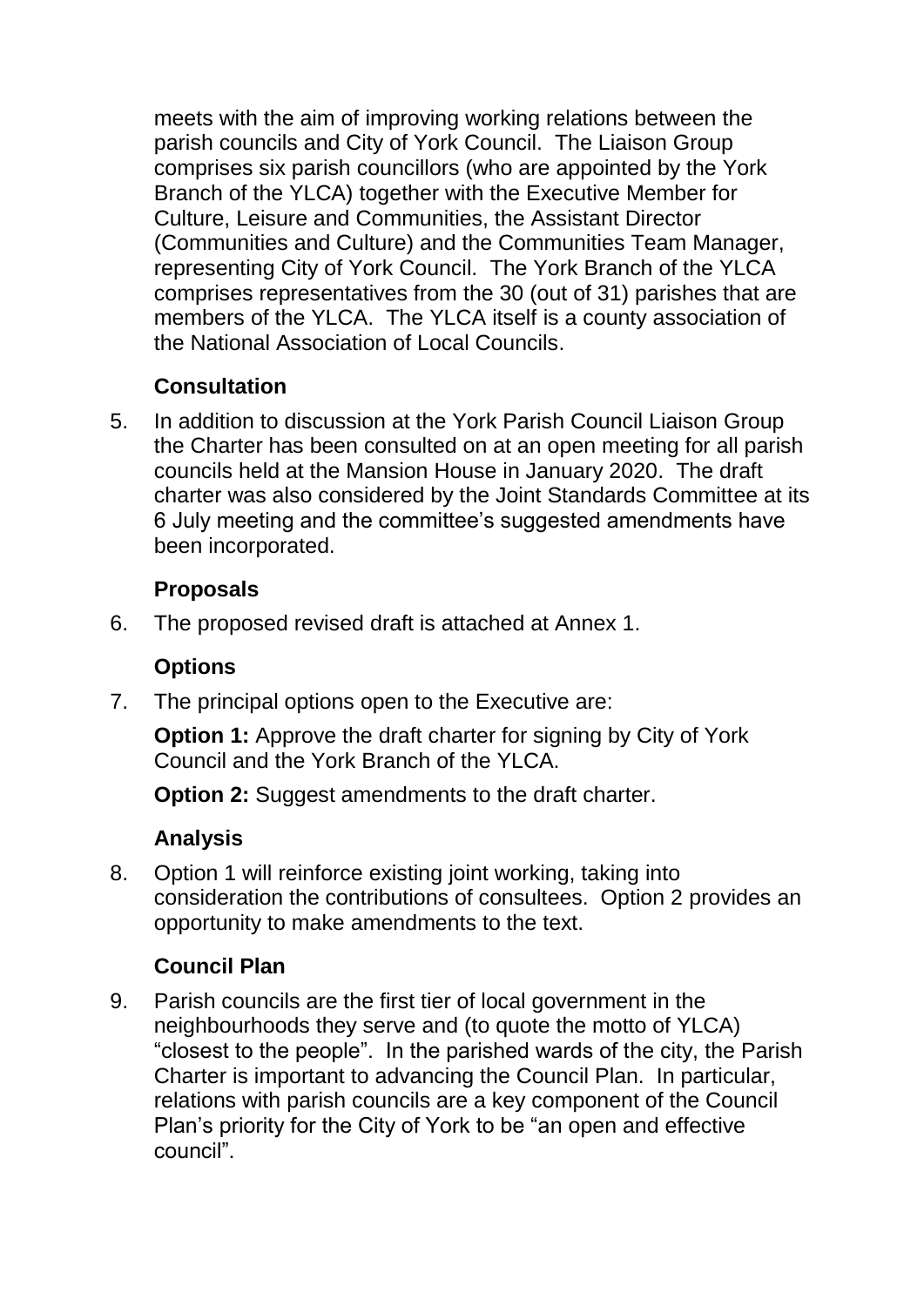meets with the aim of improving working relations between the parish councils and City of York Council. The Liaison Group comprises six parish councillors (who are appointed by the York Branch of the YLCA) together with the Executive Member for Culture, Leisure and Communities, the Assistant Director (Communities and Culture) and the Communities Team Manager, representing City of York Council. The York Branch of the YLCA comprises representatives from the 30 (out of 31) parishes that are members of the YLCA. The YLCA itself is a county association of the National Association of Local Councils.

### Consultation

5. In addition to discussion at the York Parish Council Liaison Group the Charter has been consulted on at an open meeting for all parish councils held at the Mansion House in January 2020. The draft charter was also considered by the Joint Standards Committee at its 6 July meeting and the committee's suggested amendments have been incorporated.

### Proposals

6. The proposed revised draft is attached at Annex 1.

### Options

7. The principal options open to the Executive are:

   **Option 1:** Approve the draft charter for signing by City of York Council and the York Branch of the YLCA.

   **Option 2:** Suggest amendments to the draft charter.

### Analysis

8. Option 1 will reinforce existing joint working, taking into consideration the contributions of consultees. Option 2 provides an opportunity to make amendments to the text.

### Council Plan

9. Parish councils are the first tier of local government in the neighbourhoods they serve and (to quote the motto of YLCA) "closest to the people". In the parished wards of the city, the Parish Charter is important to advancing the Council Plan. In particular, relations with parish councils are a key component of the Council Plan's priority for the City of York to be "an open and effective council".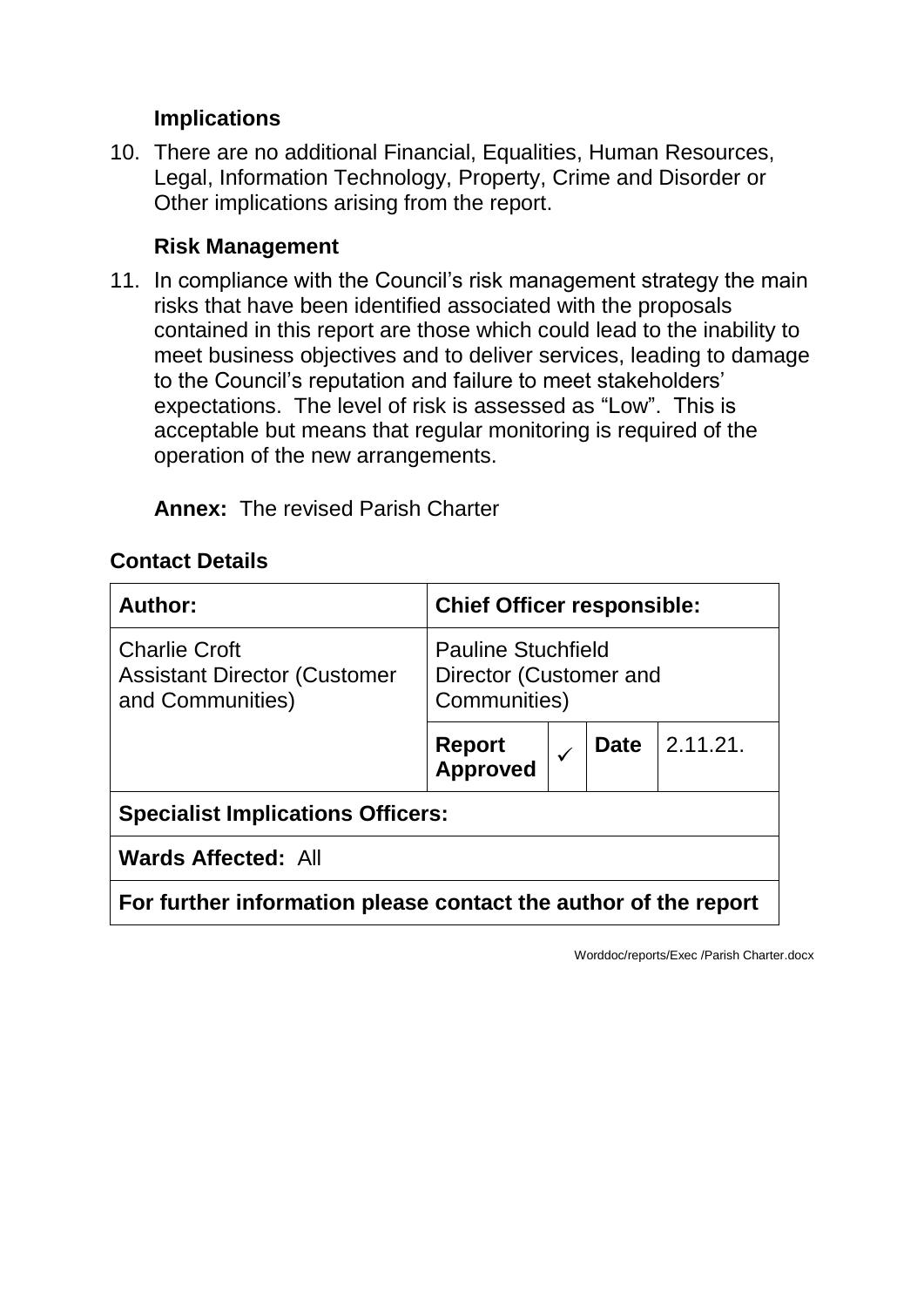### Implications

10. There are no additional Financial, Equalities, Human Resources, Legal, Information Technology, Property, Crime and Disorder or Other implications arising from the report.

### Risk Management

11. In compliance with the Council's risk management strategy the main risks that have been identified associated with the proposals contained in this report are those which could lead to the inability to meet business objectives and to deliver services, leading to damage to the Council's reputation and failure to meet stakeholders' expectations. The level of risk is assessed as "Low". This is acceptable but means that regular monitoring is required of the operation of the new arrangements.

**Annex:** The revised Parish Charter

### Contact Details

| **Author:** | **Chief Officer responsible:** | | | |
|---|---|---|---|---|
| Charlie Croft<br>Assistant Director (Customer and Communities) | Pauline Stuchfield<br>Director (Customer and Communities) | | | |
| | **Report Approved** | ✓ | **Date** | 2.11.21. |
| **Specialist Implications Officers:** | | | | |
| **Wards Affected:** All | | | | |
| **For further information please contact the author of the report** | | | | |

Worddoc/reports/Exec /Parish Charter.docx